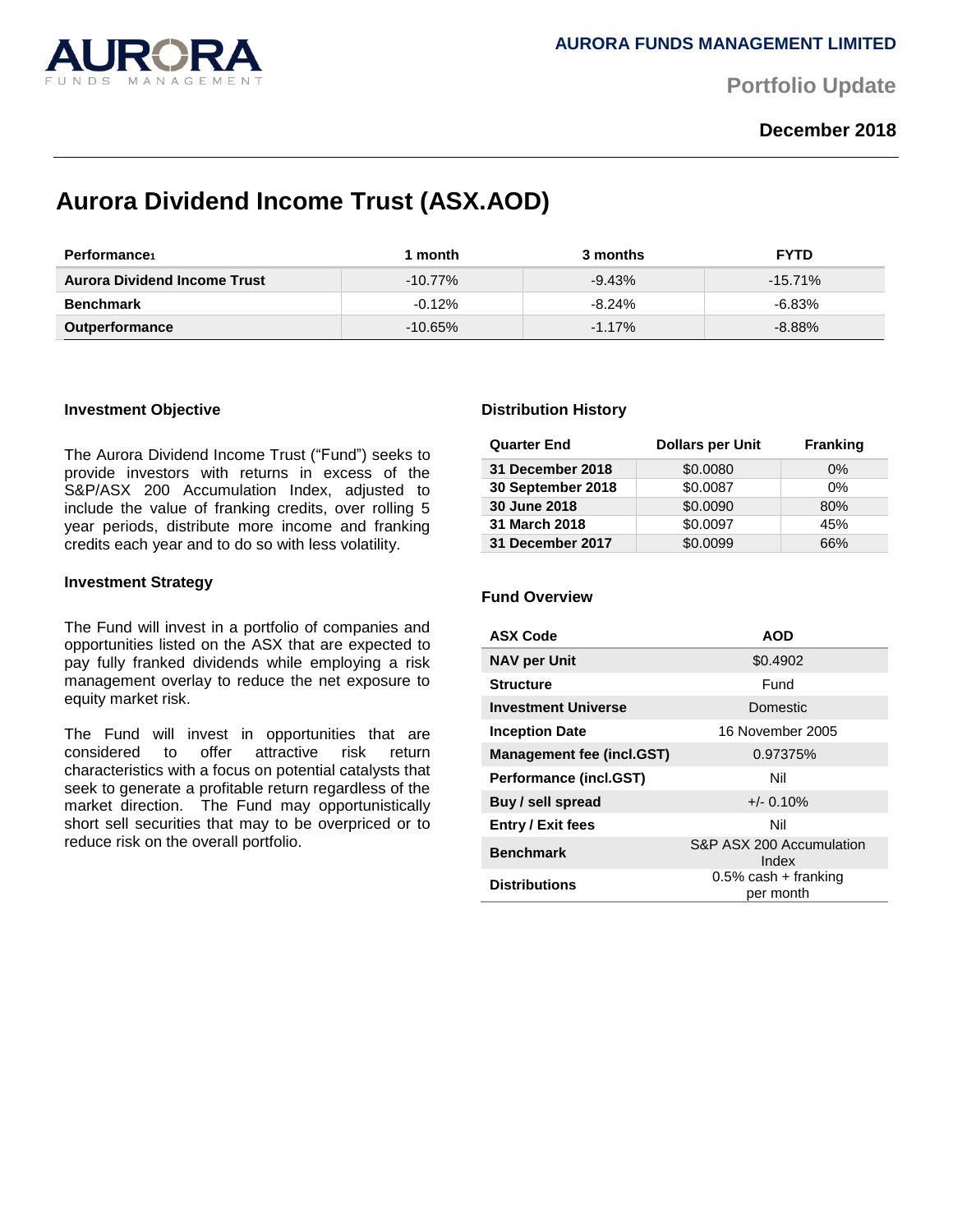# AURORA FUNDS MANAGEMENT LIMITED

**Portfolio Update**

**December 2018**

## Aurora Dividend Income Trust (ASX.AOD)

| Performance[1] | 1 month | 3 months | FYTD |
|---|---|---|---|
| **Aurora Dividend Income Trust** | -10.77% | -9.43% | -15.71% |
| **Benchmark** | -0.12% | -8.24% | -6.83% |
| **Outperformance** | -10.65% | -1.17% | -8.88% |

### Investment Objective

The Aurora Dividend Income Trust ("Fund") seeks to provide investors with returns in excess of the S&P/ASX 200 Accumulation Index, adjusted to include the value of franking credits, over rolling 5 year periods, distribute more income and franking credits each year and to do so with less volatility.

### Investment Strategy

The Fund will invest in a portfolio of companies and opportunities listed on the ASX that are expected to pay fully franked dividends while employing a risk management overlay to reduce the net exposure to equity market risk.

The Fund will invest in opportunities that are considered to offer attractive risk return characteristics with a focus on potential catalysts that seek to generate a profitable return regardless of the market direction. The Fund may opportunistically short sell securities that may to be overpriced or to reduce risk on the overall portfolio.

### Distribution History

| Quarter End | Dollars per Unit | Franking |
|---|---|---|
| **31 December 2018** | $0.0080 | 0% |
| **30 September 2018** | $0.0087 | 0% |
| **30 June 2018** | $0.0090 | 80% |
| **31 March 2018** | $0.0097 | 45% |
| **31 December 2017** | $0.0099 | 66% |

### Fund Overview

| ASX Code | AOD |
|---|---|
| **NAV per Unit** | $0.4902 |
| **Structure** | Fund |
| **Investment Universe** | Domestic |
| **Inception Date** | 16 November 2005 |
| **Management fee (incl.GST)** | 0.97375% |
| **Performance (incl.GST)** | Nil |
| **Buy / sell spread** | +/- 0.10% |
| **Entry / Exit fees** | Nil |
| **Benchmark** | S&P ASX 200 Accumulation Index |
| **Distributions** | 0.5% cash + franking per month |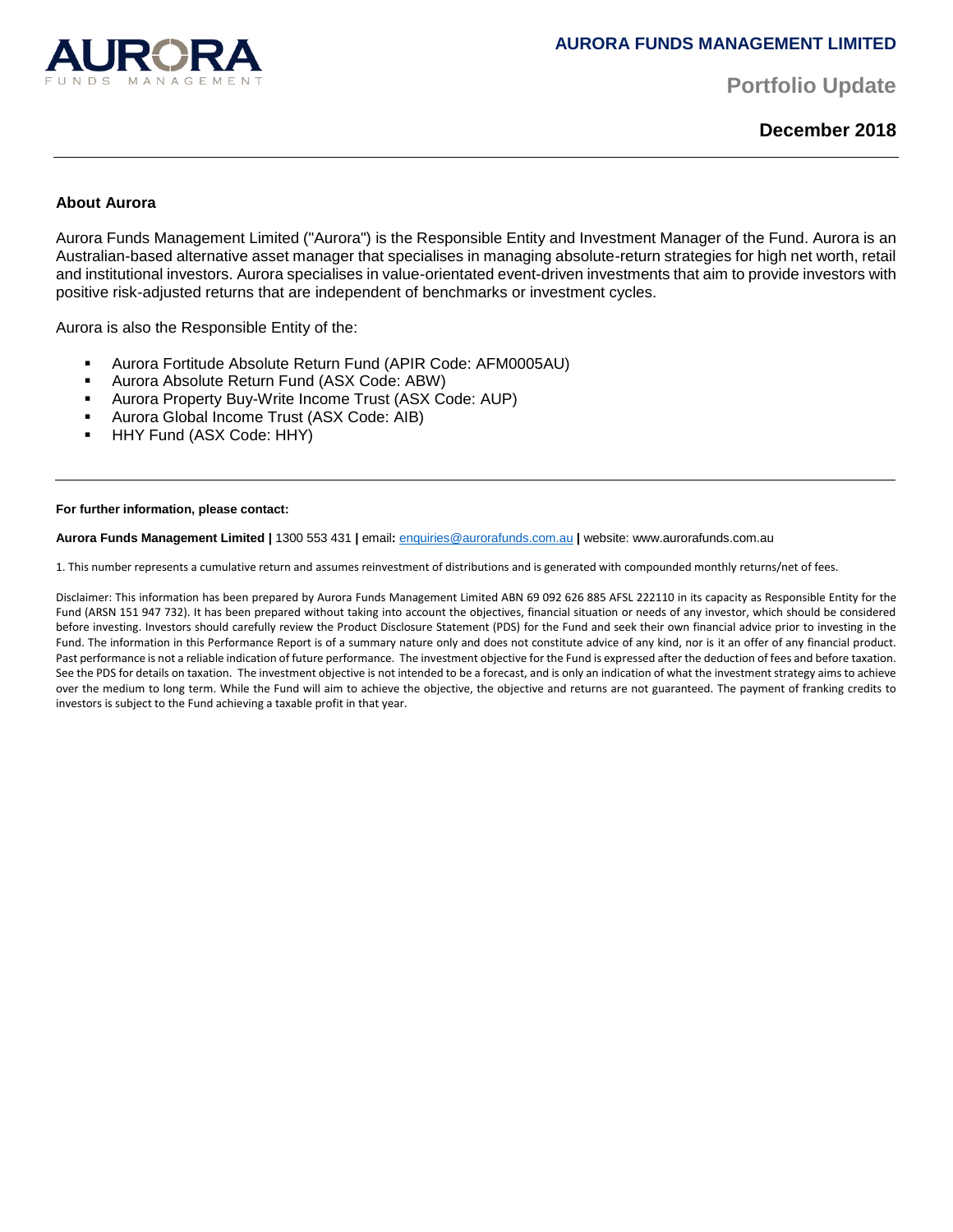**AURORA FUNDS MANAGEMENT LIMITED**

**Portfolio Update**

**December 2018**

### About Aurora

Aurora Funds Management Limited ("Aurora") is the Responsible Entity and Investment Manager of the Fund. Aurora is an Australian-based alternative asset manager that specialises in managing absolute-return strategies for high net worth, retail and institutional investors. Aurora specialises in value-orientated event-driven investments that aim to provide investors with positive risk-adjusted returns that are independent of benchmarks or investment cycles.

Aurora is also the Responsible Entity of the:

- Aurora Fortitude Absolute Return Fund (APIR Code: AFM0005AU)
- Aurora Absolute Return Fund (ASX Code: ABW)
- Aurora Property Buy-Write Income Trust (ASX Code: AUP)
- Aurora Global Income Trust (ASX Code: AIB)
- HHY Fund (ASX Code: HHY)

---

**For further information, please contact:**

**Aurora Funds Management Limited |** 1300 553 431 **|** email**:** enquiries@aurorafunds.com.au **|** website: www.aurorafunds.com.au

1. This number represents a cumulative return and assumes reinvestment of distributions and is generated with compounded monthly returns/net of fees.

Disclaimer: This information has been prepared by Aurora Funds Management Limited ABN 69 092 626 885 AFSL 222110 in its capacity as Responsible Entity for the Fund (ARSN 151 947 732). It has been prepared without taking into account the objectives, financial situation or needs of any investor, which should be considered before investing. Investors should carefully review the Product Disclosure Statement (PDS) for the Fund and seek their own financial advice prior to investing in the Fund. The information in this Performance Report is of a summary nature only and does not constitute advice of any kind, nor is it an offer of any financial product. Past performance is not a reliable indication of future performance. The investment objective for the Fund is expressed after the deduction of fees and before taxation. See the PDS for details on taxation. The investment objective is not intended to be a forecast, and is only an indication of what the investment strategy aims to achieve over the medium to long term. While the Fund will aim to achieve the objective, the objective and returns are not guaranteed. The payment of franking credits to investors is subject to the Fund achieving a taxable profit in that year.